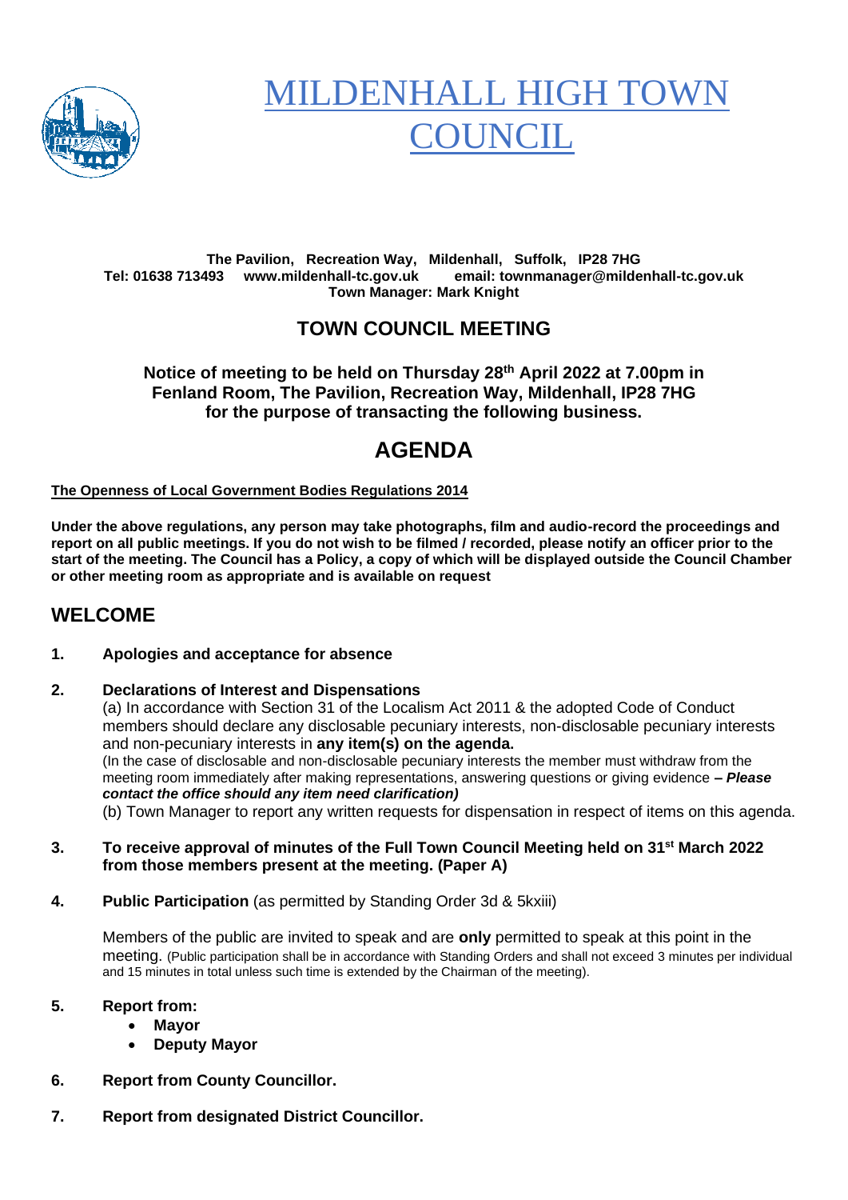# MILDENHALL HIGH TOWN COUNCIL

**The Pavilion, Recreation Way, Mildenhall, Suffolk, IP28 7HG**
**Tel: 01638 713493 www.mildenhall-tc.gov.uk email: townmanager@mildenhall-tc.gov.uk**
**Town Manager: Mark Knight**

## TOWN COUNCIL MEETING

**Notice of meeting to be held on Thursday 28th April 2022 at 7.00pm in Fenland Room, The Pavilion, Recreation Way, Mildenhall, IP28 7HG for the purpose of transacting the following business.**

# AGENDA

**The Openness of Local Government Bodies Regulations 2014**

**Under the above regulations, any person may take photographs, film and audio-record the proceedings and report on all public meetings. If you do not wish to be filmed / recorded, please notify an officer prior to the start of the meeting. The Council has a Policy, a copy of which will be displayed outside the Council Chamber or other meeting room as appropriate and is available on request**

## WELCOME

**1. Apologies and acceptance for absence**

**2. Declarations of Interest and Dispensations**

(a) In accordance with Section 31 of the Localism Act 2011 & the adopted Code of Conduct members should declare any disclosable pecuniary interests, non-disclosable pecuniary interests and non-pecuniary interests in **any item(s) on the agenda.**

(In the case of disclosable and non-disclosable pecuniary interests the member must withdraw from the meeting room immediately after making representations, answering questions or giving evidence ***– Please contact the office should any item need clarification)***

(b) Town Manager to report any written requests for dispensation in respect of items on this agenda.

**3. To receive approval of minutes of the Full Town Council Meeting held on 31st March 2022 from those members present at the meeting. (Paper A)**

**4. Public Participation** (as permitted by Standing Order 3d & 5kxiii)

Members of the public are invited to speak and are **only** permitted to speak at this point in the meeting. (Public participation shall be in accordance with Standing Orders and shall not exceed 3 minutes per individual and 15 minutes in total unless such time is extended by the Chairman of the meeting).

**5. Report from:**

- **Mayor**
- **Deputy Mayor**

**6. Report from County Councillor.**

**7. Report from designated District Councillor.**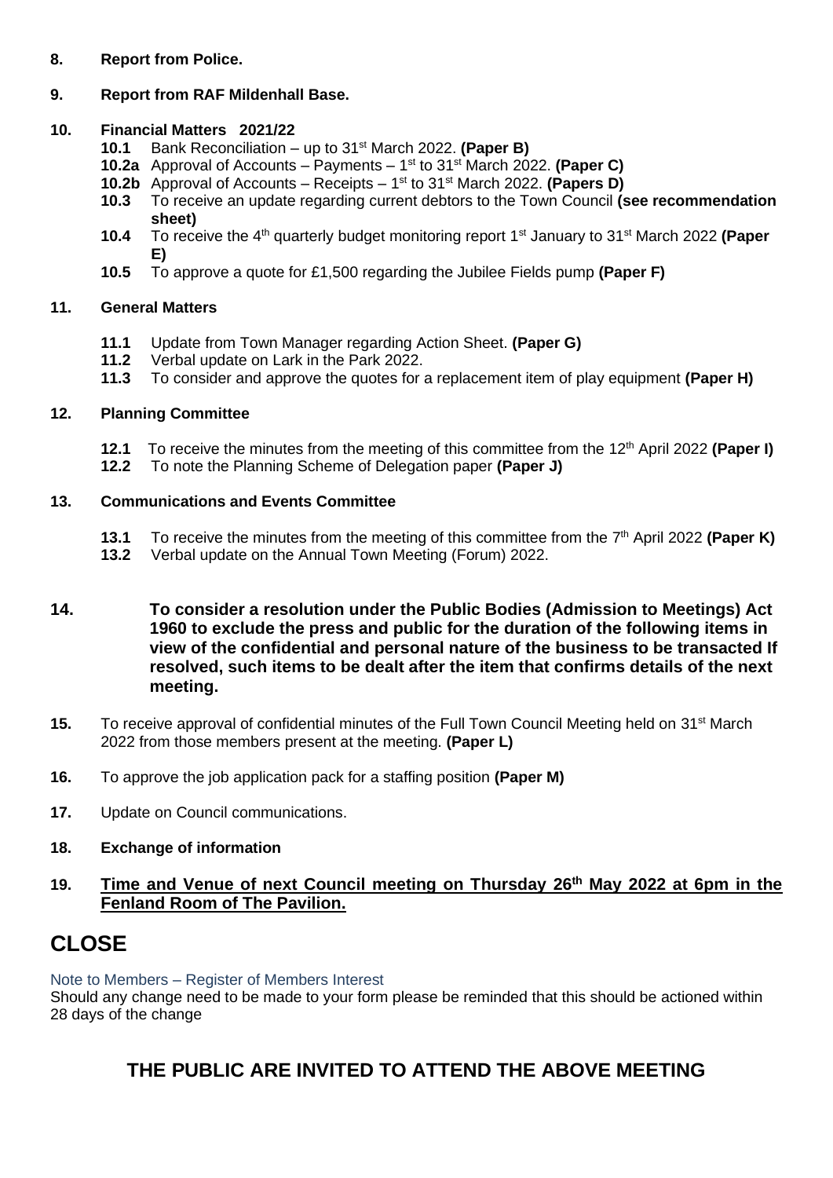**8. Report from Police.**

**9. Report from RAF Mildenhall Base.**

**10. Financial Matters 2021/22**

- **10.1** Bank Reconciliation – up to 31st March 2022. **(Paper B)**
- **10.2a** Approval of Accounts – Payments – 1st to 31st March 2022. **(Paper C)**
- **10.2b** Approval of Accounts – Receipts – 1st to 31st March 2022. **(Papers D)**
- **10.3** To receive an update regarding current debtors to the Town Council **(see recommendation sheet)**
- **10.4** To receive the 4th quarterly budget monitoring report 1st January to 31st March 2022 **(Paper E)**
- **10.5** To approve a quote for £1,500 regarding the Jubilee Fields pump **(Paper F)**

**11. General Matters**

- **11.1** Update from Town Manager regarding Action Sheet. **(Paper G)**
- **11.2** Verbal update on Lark in the Park 2022.
- **11.3** To consider and approve the quotes for a replacement item of play equipment **(Paper H)**

**12. Planning Committee**

- **12.1** To receive the minutes from the meeting of this committee from the 12th April 2022 **(Paper I)**
- **12.2** To note the Planning Scheme of Delegation paper **(Paper J)**

**13. Communications and Events Committee**

- **13.1** To receive the minutes from the meeting of this committee from the 7th April 2022 **(Paper K)**
- **13.2** Verbal update on the Annual Town Meeting (Forum) 2022.

**14. To consider a resolution under the Public Bodies (Admission to Meetings) Act 1960 to exclude the press and public for the duration of the following items in view of the confidential and personal nature of the business to be transacted If resolved, such items to be dealt after the item that confirms details of the next meeting.**

**15.** To receive approval of confidential minutes of the Full Town Council Meeting held on 31st March 2022 from those members present at the meeting. **(Paper L)**

**16.** To approve the job application pack for a staffing position **(Paper M)**

**17.** Update on Council communications.

**18. Exchange of information**

**19. Time and Venue of next Council meeting on Thursday 26th May 2022 at 6pm in the Fenland Room of The Pavilion.**

# CLOSE

Note to Members – Register of Members Interest
Should any change need to be made to your form please be reminded that this should be actioned within 28 days of the change

## THE PUBLIC ARE INVITED TO ATTEND THE ABOVE MEETING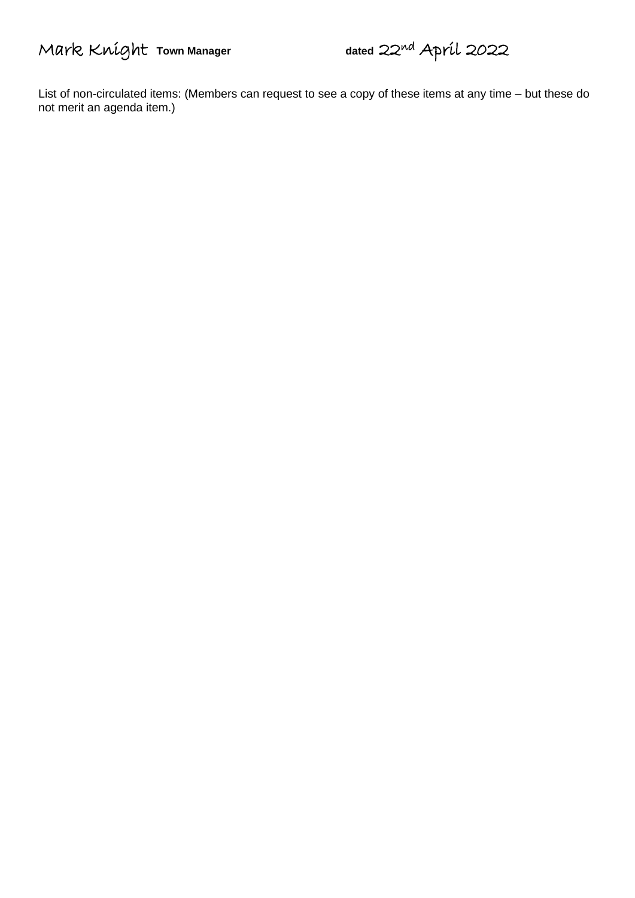Mark Knight **Town Manager** **dated** 22nd April 2022

List of non-circulated items: (Members can request to see a copy of these items at any time – but these do not merit an agenda item.)